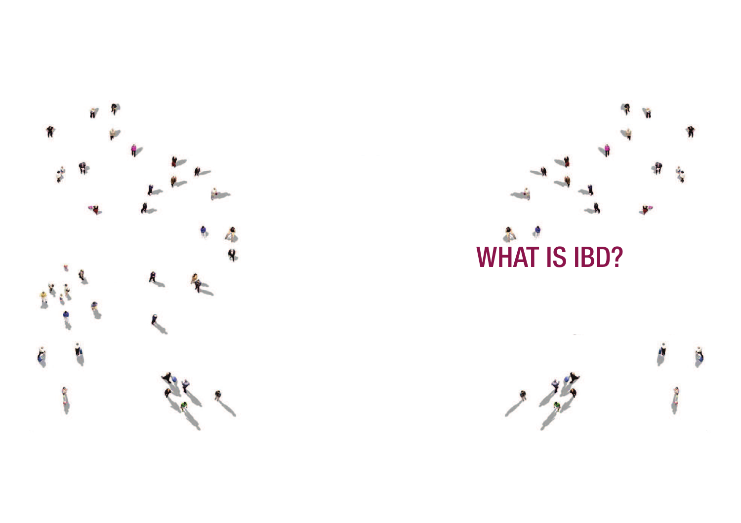# WHAT IS IBD?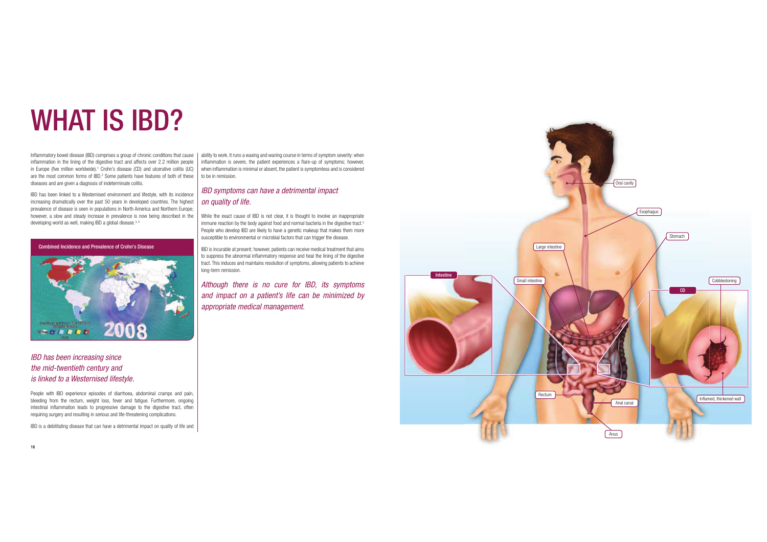# WHAT IS IBD?

Inflammatory bowel disease (IBD) comprises a group of chronic conditions that cause inflammation in the lining of the digestive tract and affects over 2.2 million people in Europe (five million worldwide).[1] Crohn's disease (CD) and ulcerative colitis (UC) are the most common forms of IBD.[2] Some patients have features of both of these diseases and are given a diagnosis of indeterminate colitis.

IBD has been linked to a Westernised environment and lifestyle, with its incidence increasing dramatically over the past 50 years in developed countries. The highest prevalence of disease is seen in populations in North America and Northern Europe; however, a slow and steady increase in prevalence is now being described in the developing world as well, making IBD a global disease.[3,4]

**Combined Incidence and Prevalence of Crohn's Disease**

*IBD has been increasing since the mid-twentieth century and is linked to a Westernised lifestyle.*

People with IBD experience episodes of diarrhoea, abdominal cramps and pain, bleeding from the rectum, weight loss, fever and fatigue. Furthermore, ongoing intestinal inflammation leads to progressive damage to the digestive tract, often requiring surgery and resulting in serious and life-threatening complications.

IBD is a debilitating disease that can have a detrimental impact on quality of life and ability to work. It runs a waxing and waning course in terms of symptom severity: when inflammation is severe, the patient experiences a flare-up of symptoms; however, when inflammation is minimal or absent, the patient is symptomless and is considered to be in remission.

## *IBD symptoms can have a detrimental impact on quality of life.*

While the exact cause of IBD is not clear, it is thought to involve an inappropriate immune reaction by the body against food and normal bacteria in the digestive tract.[5] People who develop IBD are likely to have a genetic makeup that makes them more susceptible to environmental or microbial factors that can trigger the disease.

IBD is incurable at present; however, patients can receive medical treatment that aims to suppress the abnormal inflammatory response and heal the lining of the digestive tract. This induces and maintains resolution of symptoms, allowing patients to achieve long-term remission.

*Although there is no cure for IBD, its symptoms and impact on a patient's life can be minimized by appropriate medical management.*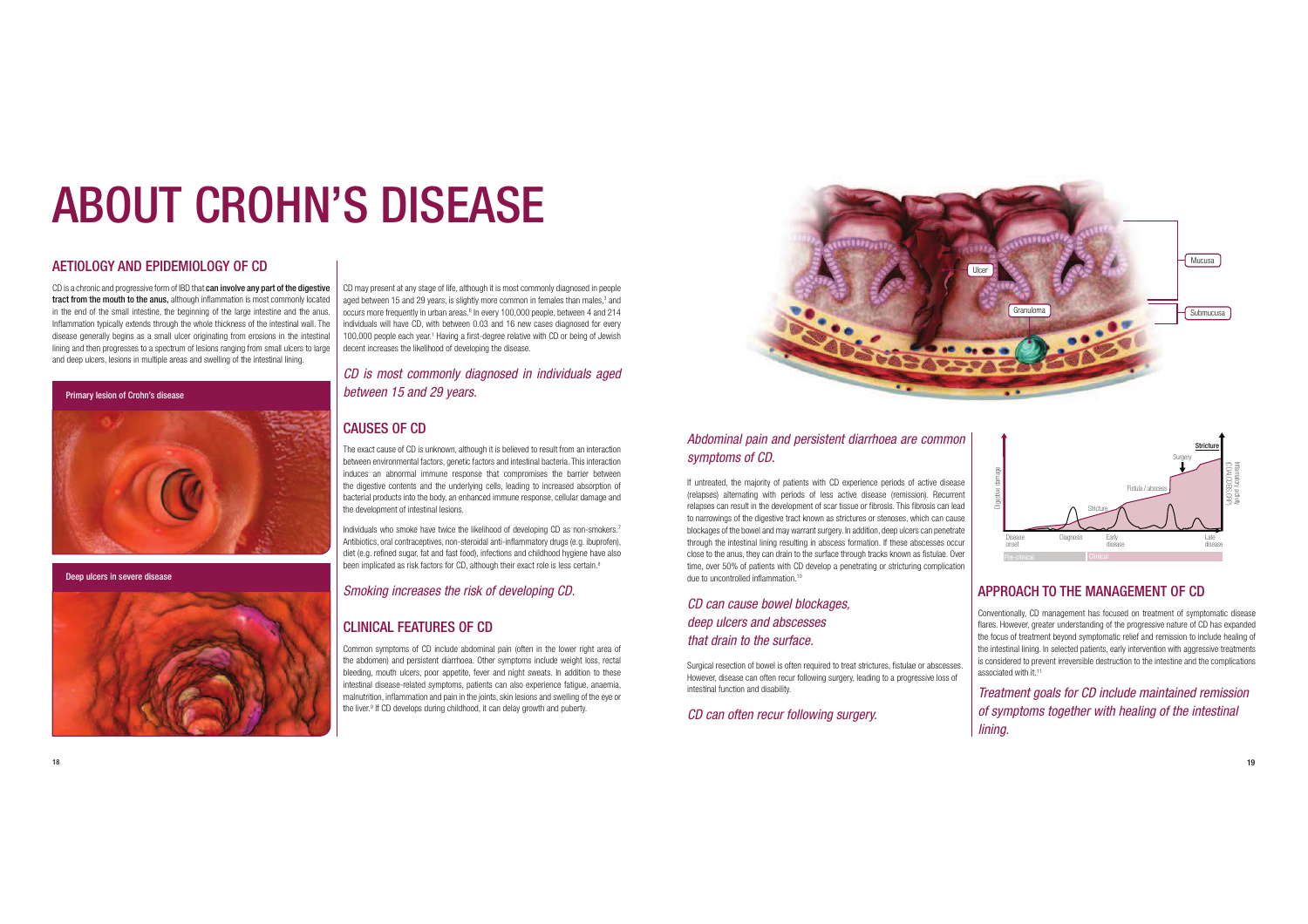# ABOUT CROHN'S DISEASE

## AETIOLOGY AND EPIDEMIOLOGY OF CD

CD is a chronic and progressive form of IBD that **can involve any part of the digestive tract from the mouth to the anus,** although inflammation is most commonly located in the end of the small intestine, the beginning of the large intestine and the anus. Inflammation typically extends through the whole thickness of the intestinal wall. The disease generally begins as a small ulcer originating from erosions in the intestinal lining and then progresses to a spectrum of lesions ranging from small ulcers to large and deep ulcers, lesions in multiple areas and swelling of the intestinal lining.

Primary lesion of Crohn's disease

Deep ulcers in severe disease

CD may present at any stage of life, although it is most commonly diagnosed in people aged between 15 and 29 years, is slightly more common in females than males,[3] and occurs more frequently in urban areas.[6] In every 100,000 people, between 4 and 214 individuals will have CD, with between 0.03 and 16 new cases diagnosed for every 100,000 people each year.[1] Having a first-degree relative with CD or being of Jewish decent increases the likelihood of developing the disease.

*CD is most commonly diagnosed in individuals aged between 15 and 29 years.*

## CAUSES OF CD

The exact cause of CD is unknown, although it is believed to result from an interaction between environmental factors, genetic factors and intestinal bacteria. This interaction induces an abnormal immune response that compromises the barrier between the digestive contents and the underlying cells, leading to increased absorption of bacterial products into the body, an enhanced immune response, cellular damage and the development of intestinal lesions.

Individuals who smoke have twice the likelihood of developing CD as non-smokers.[7] Antibiotics, oral contraceptives, non-steroidal anti-inflammatory drugs (e.g. ibuprofen), diet (e.g. refined sugar, fat and fast food), infections and childhood hygiene have also been implicated as risk factors for CD, although their exact role is less certain.[8]

*Smoking increases the risk of developing CD.*

## CLINICAL FEATURES OF CD

Common symptoms of CD include abdominal pain (often in the lower right area of the abdomen) and persistent diarrhoea. Other symptoms include weight loss, rectal bleeding, mouth ulcers, poor appetite, fever and night sweats. In addition to these intestinal disease-related symptoms, patients can also experience fatigue, anaemia, malnutrition, inflammation and pain in the joints, skin lesions and swelling of the eye or the liver.[9] If CD develops during childhood, it can delay growth and puberty.

Ulcer · Granuloma · Mucusa · Submucusa

*Abdominal pain and persistent diarrhoea are common symptoms of CD.*

If untreated, the majority of patients with CD experience periods of active disease (relapses) alternating with periods of less active disease (remission). Recurrent relapses can result in the development of scar tissue or fibrosis. This fibrosis can lead to narrowings of the digestive tract known as strictures or stenoses, which can cause blockages of the bowel and may warrant surgery. In addition, deep ulcers can penetrate through the intestinal lining resulting in abscess formation. If these abscesses occur close to the anus, they can drain to the surface through tracks known as fistulae. Over time, over 50% of patients with CD develop a penetrating or stricturing complication due to uncontrolled inflammation.[10]

*CD can cause bowel blockages, deep ulcers and abscesses that drain to the surface.*

Surgical resection of bowel is often required to treat strictures, fistulae or abscesses. However, disease can often recur following surgery, leading to a progressive loss of intestinal function and disability.

*CD can often recur following surgery.*

Digestive damage · Inflammatory activity (CDAI, CDEIS, CRP) · Stricture · Surgery · Fistula / abscess · Stricture · Disease onset · Diagnosis · Early disease · Late disease · Pre-clinical · Clinical

## APPROACH TO THE MANAGEMENT OF CD

Conventionally, CD management has focused on treatment of symptomatic disease flares. However, greater understanding of the progressive nature of CD has expanded the focus of treatment beyond symptomatic relief and remission to include healing of the intestinal lining. In selected patients, early intervention with aggressive treatments is considered to prevent irreversible destruction to the intestine and the complications associated with it.[11]

*Treatment goals for CD include maintained remission of symptoms together with healing of the intestinal lining.*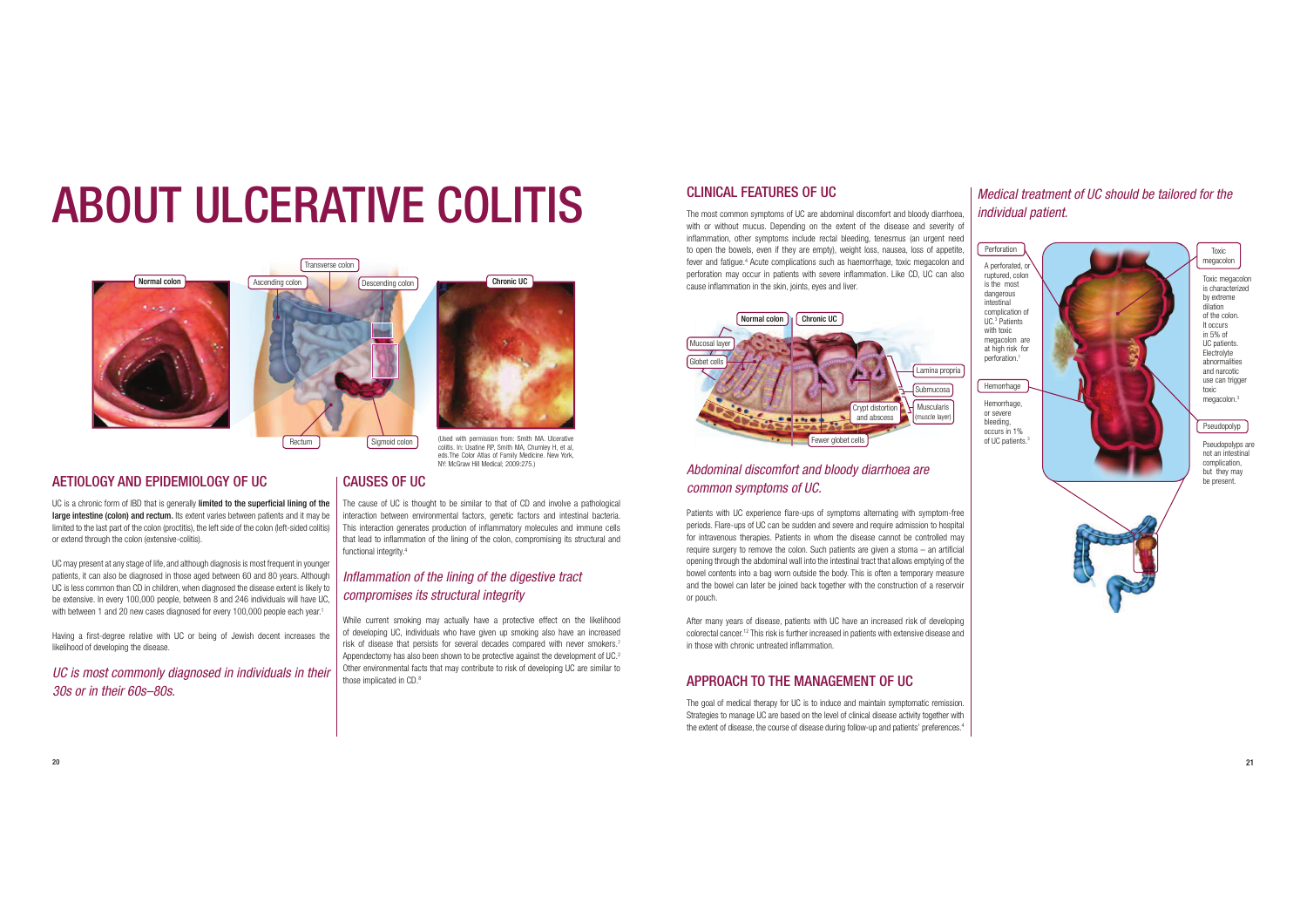# ABOUT ULCERATIVE COLITIS

(Used with permission from: Smith MA. Ulcerative colitis. In: Usatine RP, Smith MA, Chumley H, et al, eds.The Color Atlas of Family Medicine. New York, NY: McGraw Hill Medical; 2009:275.)

## AETIOLOGY AND EPIDEMIOLOGY OF UC

UC is a chronic form of IBD that is generally **limited to the superficial lining of the large intestine (colon) and rectum.** Its extent varies between patients and it may be limited to the last part of the colon (proctitis), the left side of the colon (left-sided colitis) or extend through the colon (extensive-colitis).

UC may present at any stage of life, and although diagnosis is most frequent in younger patients, it can also be diagnosed in those aged between 60 and 80 years. Although UC is less common than CD in children, when diagnosed the disease extent is likely to be extensive. In every 100,000 people, between 8 and 246 individuals will have UC, with between 1 and 20 new cases diagnosed for every 100,000 people each year.[1]

Having a first-degree relative with UC or being of Jewish decent increases the likelihood of developing the disease.

*UC is most commonly diagnosed in individuals in their 30s or in their 60s–80s.*

## CAUSES OF UC

The cause of UC is thought to be similar to that of CD and involve a pathological interaction between environmental factors, genetic factors and intestinal bacteria. This interaction generates production of inflammatory molecules and immune cells that lead to inflammation of the lining of the colon, compromising its structural and functional integrity.[4]

*Inflammation of the lining of the digestive tract compromises its structural integrity*

While current smoking may actually have a protective effect on the likelihood of developing UC, individuals who have given up smoking also have an increased risk of disease that persists for several decades compared with never smokers.[7] Appendectomy has also been shown to be protective against the development of UC.[2] Other environmental facts that may contribute to risk of developing UC are similar to those implicated in CD.[8]

## CLINICAL FEATURES OF UC

The most common symptoms of UC are abdominal discomfort and bloody diarrhoea, with or without mucus. Depending on the extent of the disease and severity of inflammation, other symptoms include rectal bleeding, tenesmus (an urgent need to open the bowels, even if they are empty), weight loss, nausea, loss of appetite, fever and fatigue.[4] Acute complications such as haemorrhage, toxic megacolon and perforation may occur in patients with severe inflammation. Like CD, UC can also cause inflammation in the skin, joints, eyes and liver.

*Abdominal discomfort and bloody diarrhoea are common symptoms of UC.*

Patients with UC experience flare-ups of symptoms alternating with symptom-free periods. Flare-ups of UC can be sudden and severe and require admission to hospital for intravenous therapies. Patients in whom the disease cannot be controlled may require surgery to remove the colon. Such patients are given a stoma – an artificial opening through the abdominal wall into the intestinal tract that allows emptying of the bowel contents into a bag worn outside the body. This is often a temporary measure and the bowel can later be joined back together with the construction of a reservoir or pouch.

After many years of disease, patients with UC have an increased risk of developing colorectal cancer.[1,2] This risk is further increased in patients with extensive disease and in those with chronic untreated inflammation.

## APPROACH TO THE MANAGEMENT OF UC

The goal of medical therapy for UC is to induce and maintain symptomatic remission. Strategies to manage UC are based on the level of clinical disease activity together with the extent of disease, the course of disease during follow-up and patients' preferences.[4]

*Medical treatment of UC should be tailored for the individual patient.*

**Perforation**

A perforated, or ruptured, colon is the most dangerous intestinal complication of UC.[3] Patients with toxic megacolon are at high risk for perforation.[1]

**Hemorrhage**

Hemorrhage, or severe bleeding, occurs in 1% of UC patients.[3]

**Toxic megacolon**

Toxic megacolon is characterized by extreme dilation of the colon. It occurs in 5% of UC patients. Electrolyte abnormalities and narcotic use can trigger toxic megacolon.[3]

**Pseudopolyp**

Pseudopolyps are not an intestinal complication, but they may be present.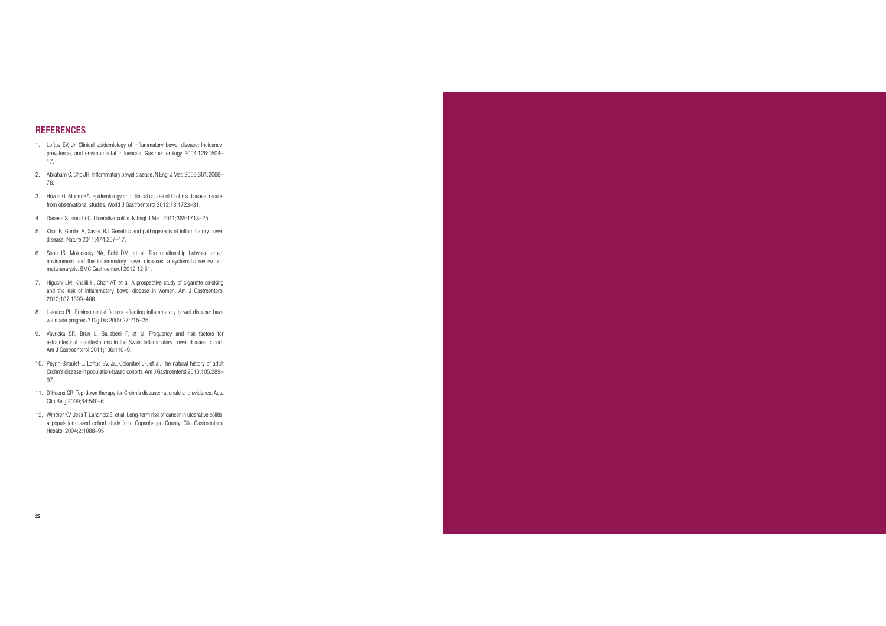## REFERENCES

1. Loftus EV, Jr. Clinical epidemiology of inflammatory bowel disease: Incidence, prevalence, and environmental influences. Gastroenterology 2004;126:1504–17.
2. Abraham C, Cho JH. Inflammatory bowel disease. N Engl J Med 2009;361:2066–78.
3. Hovde O, Moum BA. Epidemiology and clinical course of Crohn's disease: results from observational studies. World J Gastroenterol 2012;18:1723–31.
4. Danese S, Fiocchi C. Ulcerative colitis. N Engl J Med 2011;365:1713–25.
5. Khor B, Gardet A, Xavier RJ. Genetics and pathogenesis of inflammatory bowel disease. Nature 2011;474:307–17.
6. Soon IS, Molodecky NA, Rabi DM, et al. The relationship between urban environment and the inflammatory bowel diseases: a systematic review and meta-analysis. BMC Gastroenterol 2012;12:51.
7. Higuchi LM, Khalili H, Chan AT, et al. A prospective study of cigarette smoking and the risk of inflammatory bowel disease in women. Am J Gastroenterol 2012;107:1399–406.
8. Lakatos PL. Environmental factors affecting inflammatory bowel disease: have we made progress? Dig Dis 2009;27:215–25.
9. Vavricka SR, Brun L, Ballabeni P, et al. Frequency and risk factors for extraintestinal manifestations in the Swiss inflammatory bowel disease cohort. Am J Gastroenterol 2011;106:110–9.
10. Peyrin-Biroulet L, Loftus EV, Jr., Colombel JF, et al. The natural history of adult Crohn's disease in population-based cohorts. Am J Gastroenterol 2010;105:289–97.
11. D'Haens GR. Top-down therapy for Crohn's disease: rationale and evidence. Acta Clin Belg 2009;64:540–6.
12. Winther KV, Jess T, Langholz E, et al. Long-term risk of cancer in ulcerative colitis: a population-based cohort study from Copenhagen County. Clin Gastroenterol Hepatol 2004;2:1088–95.